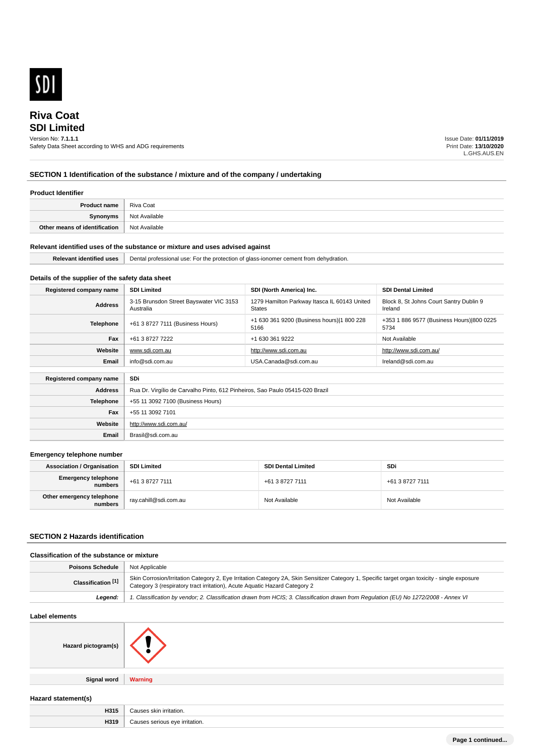SDI

# Riva Coat
## SDI Limited

Version No: **7.1.1.1**
Safety Data Sheet according to WHS and ADG requirements

Issue Date: **01/11/2019**
Print Date: **13/10/2020**
L.GHS.AUS.EN

## SECTION 1 Identification of the substance / mixture and of the company / undertaking

### Product Identifier

| | |
|---|---|
| **Product name** | Riva Coat |
| **Synonyms** | Not Available |
| **Other means of identification** | Not Available |

### Relevant identified uses of the substance or mixture and uses advised against

| | |
|---|---|
| **Relevant identified uses** | Dental professional use: For the protection of glass-ionomer cement from dehydration. |

### Details of the supplier of the safety data sheet

| **Registered company name** | **SDI Limited** | **SDI (North America) Inc.** | **SDI Dental Limited** |
|---|---|---|---|
| **Address** | 3-15 Brunsdon Street Bayswater VIC 3153 Australia | 1279 Hamilton Parkway Itasca IL 60143 United States | Block 8, St Johns Court Santry Dublin 9 Ireland |
| **Telephone** | +61 3 8727 7111 (Business Hours) | +1 630 361 9200 (Business hours)\|1 800 228 5166 | +353 1 886 9577 (Business Hours)\|800 0225 5734 |
| **Fax** | +61 3 8727 7222 | +1 630 361 9222 | Not Available |
| **Website** | www.sdi.com.au | http://www.sdi.com.au | http://www.sdi.com.au/ |
| **Email** | info@sdi.com.au | USA.Canada@sdi.com.au | Ireland@sdi.com.au |

| **Registered company name** | **SDi** |
|---|---|
| **Address** | Rua Dr. Virgílio de Carvalho Pinto, 612 Pinheiros, Sao Paulo 05415-020 Brazil |
| **Telephone** | +55 11 3092 7100 (Business Hours) |
| **Fax** | +55 11 3092 7101 |
| **Website** | http://www.sdi.com.au/ |
| **Email** | Brasil@sdi.com.au |

### Emergency telephone number

| **Association / Organisation** | **SDI Limited** | **SDI Dental Limited** | **SDi** |
|---|---|---|---|
| **Emergency telephone numbers** | +61 3 8727 7111 | +61 3 8727 7111 | +61 3 8727 7111 |
| **Other emergency telephone numbers** | ray.cahill@sdi.com.au | Not Available | Not Available |

## SECTION 2 Hazards identification

### Classification of the substance or mixture

| | |
|---|---|
| **Poisons Schedule** | Not Applicable |
| **Classification [1]** | Skin Corrosion/Irritation Category 2, Eye Irritation Category 2A, Skin Sensitizer Category 1, Specific target organ toxicity - single exposure Category 3 (respiratory tract irritation), Acute Aquatic Hazard Category 2 |
| ***Legend:*** | *1. Classification by vendor; 2. Classification drawn from HCIS; 3. Classification drawn from Regulation (EU) No 1272/2008 - Annex VI* |

### Label elements

| | |
|---|---|
| **Hazard pictogram(s)** | |
| **Signal word** | **Warning** |

### Hazard statement(s)

| | |
|---|---|
| **H315** | Causes skin irritation. |
| **H319** | Causes serious eye irritation. |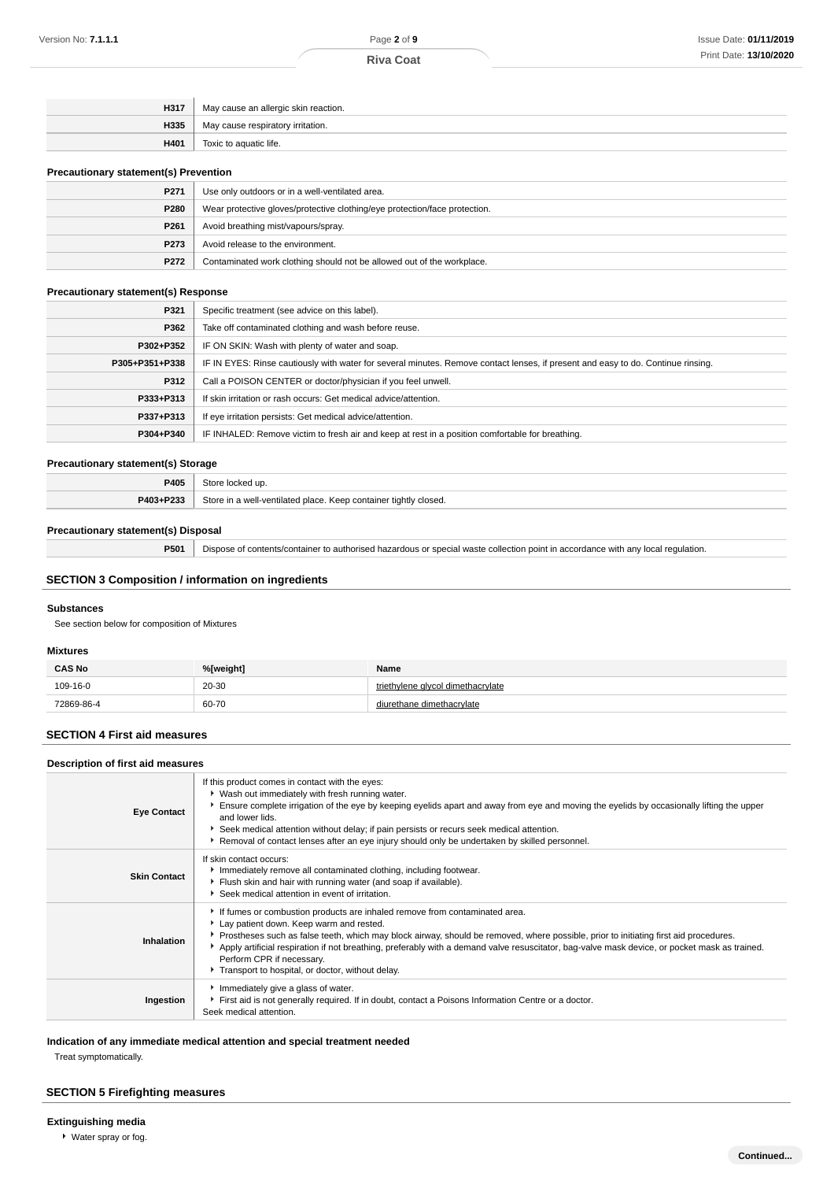| | |
|---|---|
| H317 | May cause an allergic skin reaction. |
| H335 | May cause respiratory irritation. |
| H401 | Toxic to aquatic life. |

### Precautionary statement(s) Prevention

| | |
|---|---|
| P271 | Use only outdoors or in a well-ventilated area. |
| P280 | Wear protective gloves/protective clothing/eye protection/face protection. |
| P261 | Avoid breathing mist/vapours/spray. |
| P273 | Avoid release to the environment. |
| P272 | Contaminated work clothing should not be allowed out of the workplace. |

### Precautionary statement(s) Response

| | |
|---|---|
| P321 | Specific treatment (see advice on this label). |
| P362 | Take off contaminated clothing and wash before reuse. |
| P302+P352 | IF ON SKIN: Wash with plenty of water and soap. |
| P305+P351+P338 | IF IN EYES: Rinse cautiously with water for several minutes. Remove contact lenses, if present and easy to do. Continue rinsing. |
| P312 | Call a POISON CENTER or doctor/physician if you feel unwell. |
| P333+P313 | If skin irritation or rash occurs: Get medical advice/attention. |
| P337+P313 | If eye irritation persists: Get medical advice/attention. |
| P304+P340 | IF INHALED: Remove victim to fresh air and keep at rest in a position comfortable for breathing. |

### Precautionary statement(s) Storage

| | |
|---|---|
| P405 | Store locked up. |
| P403+P233 | Store in a well-ventilated place. Keep container tightly closed. |

### Precautionary statement(s) Disposal

| | |
|---|---|
| P501 | Dispose of contents/container to authorised hazardous or special waste collection point in accordance with any local regulation. |

## SECTION 3 Composition / information on ingredients

### Substances

See section below for composition of Mixtures

### Mixtures

| CAS No | %[weight] | Name |
|---|---|---|
| 109-16-0 | 20-30 | triethylene glycol dimethacrylate |
| 72869-86-4 | 60-70 | diurethane dimethacrylate |

## SECTION 4 First aid measures

### Description of first aid measures

| | |
|---|---|
| **Eye Contact** | If this product comes in contact with the eyes:<br>▸ Wash out immediately with fresh running water.<br>▸ Ensure complete irrigation of the eye by keeping eyelids apart and away from eye and moving the eyelids by occasionally lifting the upper and lower lids.<br>▸ Seek medical attention without delay; if pain persists or recurs seek medical attention.<br>▸ Removal of contact lenses after an eye injury should only be undertaken by skilled personnel. |
| **Skin Contact** | If skin contact occurs:<br>▸ Immediately remove all contaminated clothing, including footwear.<br>▸ Flush skin and hair with running water (and soap if available).<br>▸ Seek medical attention in event of irritation. |
| **Inhalation** | ▸ If fumes or combustion products are inhaled remove from contaminated area.<br>▸ Lay patient down. Keep warm and rested.<br>▸ Prostheses such as false teeth, which may block airway, should be removed, where possible, prior to initiating first aid procedures.<br>▸ Apply artificial respiration if not breathing, preferably with a demand valve resuscitator, bag-valve mask device, or pocket mask as trained. Perform CPR if necessary.<br>▸ Transport to hospital, or doctor, without delay. |
| **Ingestion** | ▸ Immediately give a glass of water.<br>▸ First aid is not generally required. If in doubt, contact a Poisons Information Centre or a doctor.<br>Seek medical attention. |

### Indication of any immediate medical attention and special treatment needed

Treat symptomatically.

## SECTION 5 Firefighting measures

### Extinguishing media

- Water spray or fog.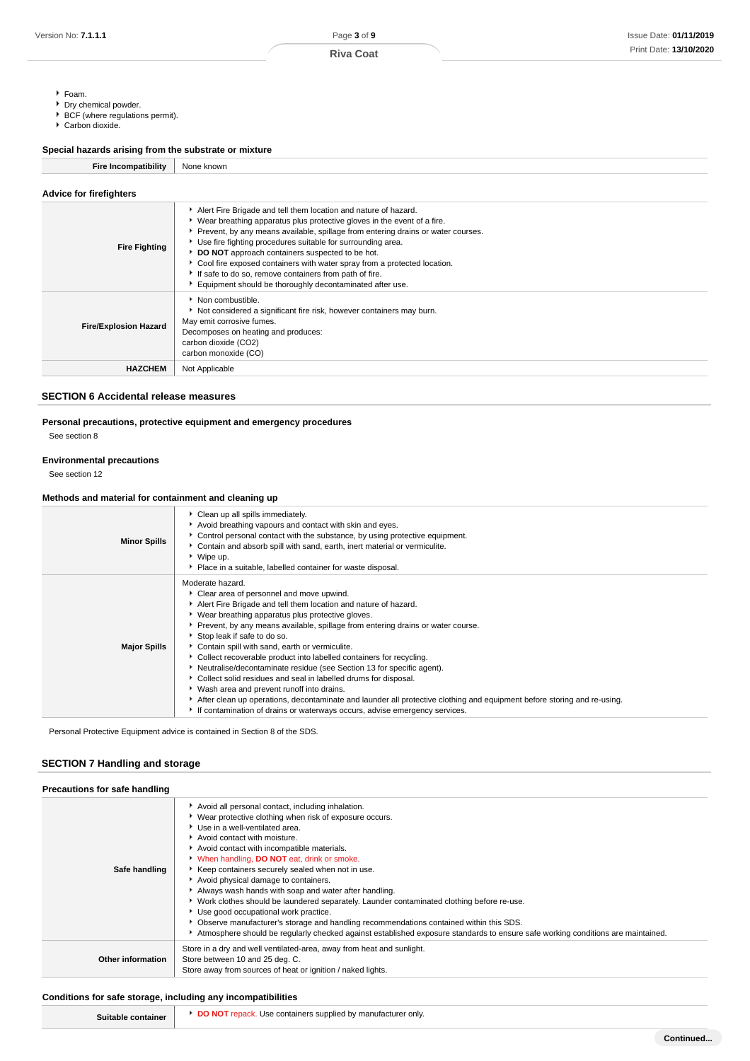- Foam.
- Dry chemical powder.
- BCF (where regulations permit).
- Carbon dioxide.

### Special hazards arising from the substrate or mixture

| | |
|---|---|
| **Fire Incompatibility** | None known |

### Advice for firefighters

| | |
|---|---|
| **Fire Fighting** | - Alert Fire Brigade and tell them location and nature of hazard.<br>- Wear breathing apparatus plus protective gloves in the event of a fire.<br>- Prevent, by any means available, spillage from entering drains or water courses.<br>- Use fire fighting procedures suitable for surrounding area.<br>- **DO NOT** approach containers suspected to be hot.<br>- Cool fire exposed containers with water spray from a protected location.<br>- If safe to do so, remove containers from path of fire.<br>- Equipment should be thoroughly decontaminated after use. |
| **Fire/Explosion Hazard** | - Non combustible.<br>- Not considered a significant fire risk, however containers may burn.<br>May emit corrosive fumes.<br>Decomposes on heating and produces:<br>carbon dioxide ($CO_2$)<br>carbon monoxide (CO) |
| **HAZCHEM** | Not Applicable |

## SECTION 6 Accidental release measures

### Personal precautions, protective equipment and emergency procedures

See section 8

### Environmental precautions

See section 12

### Methods and material for containment and cleaning up

| | |
|---|---|
| **Minor Spills** | - Clean up all spills immediately.<br>- Avoid breathing vapours and contact with skin and eyes.<br>- Control personal contact with the substance, by using protective equipment.<br>- Contain and absorb spill with sand, earth, inert material or vermiculite.<br>- Wipe up.<br>- Place in a suitable, labelled container for waste disposal. |
| **Major Spills** | Moderate hazard.<br>- Clear area of personnel and move upwind.<br>- Alert Fire Brigade and tell them location and nature of hazard.<br>- Wear breathing apparatus plus protective gloves.<br>- Prevent, by any means available, spillage from entering drains or water course.<br>- Stop leak if safe to do so.<br>- Contain spill with sand, earth or vermiculite.<br>- Collect recoverable product into labelled containers for recycling.<br>- Neutralise/decontaminate residue (see Section 13 for specific agent).<br>- Collect solid residues and seal in labelled drums for disposal.<br>- Wash area and prevent runoff into drains.<br>- After clean up operations, decontaminate and launder all protective clothing and equipment before storing and re-using.<br>- If contamination of drains or waterways occurs, advise emergency services. |

Personal Protective Equipment advice is contained in Section 8 of the SDS.

## SECTION 7 Handling and storage

### Precautions for safe handling

| | |
|---|---|
| **Safe handling** | - Avoid all personal contact, including inhalation.<br>- Wear protective clothing when risk of exposure occurs.<br>- Use in a well-ventilated area.<br>- Avoid contact with moisture.<br>- Avoid contact with incompatible materials.<br>- When handling, **DO NOT** eat, drink or smoke.<br>- Keep containers securely sealed when not in use.<br>- Avoid physical damage to containers.<br>- Always wash hands with soap and water after handling.<br>- Work clothes should be laundered separately. Launder contaminated clothing before re-use.<br>- Use good occupational work practice.<br>- Observe manufacturer's storage and handling recommendations contained within this SDS.<br>- Atmosphere should be regularly checked against established exposure standards to ensure safe working conditions are maintained. |
| **Other information** | Store in a dry and well ventilated-area, away from heat and sunlight.<br>Store between 10 and 25 deg. C.<br>Store away from sources of heat or ignition / naked lights. |

### Conditions for safe storage, including any incompatibilities

| | |
|---|---|
| **Suitable container** | - **DO NOT** repack. Use containers supplied by manufacturer only. |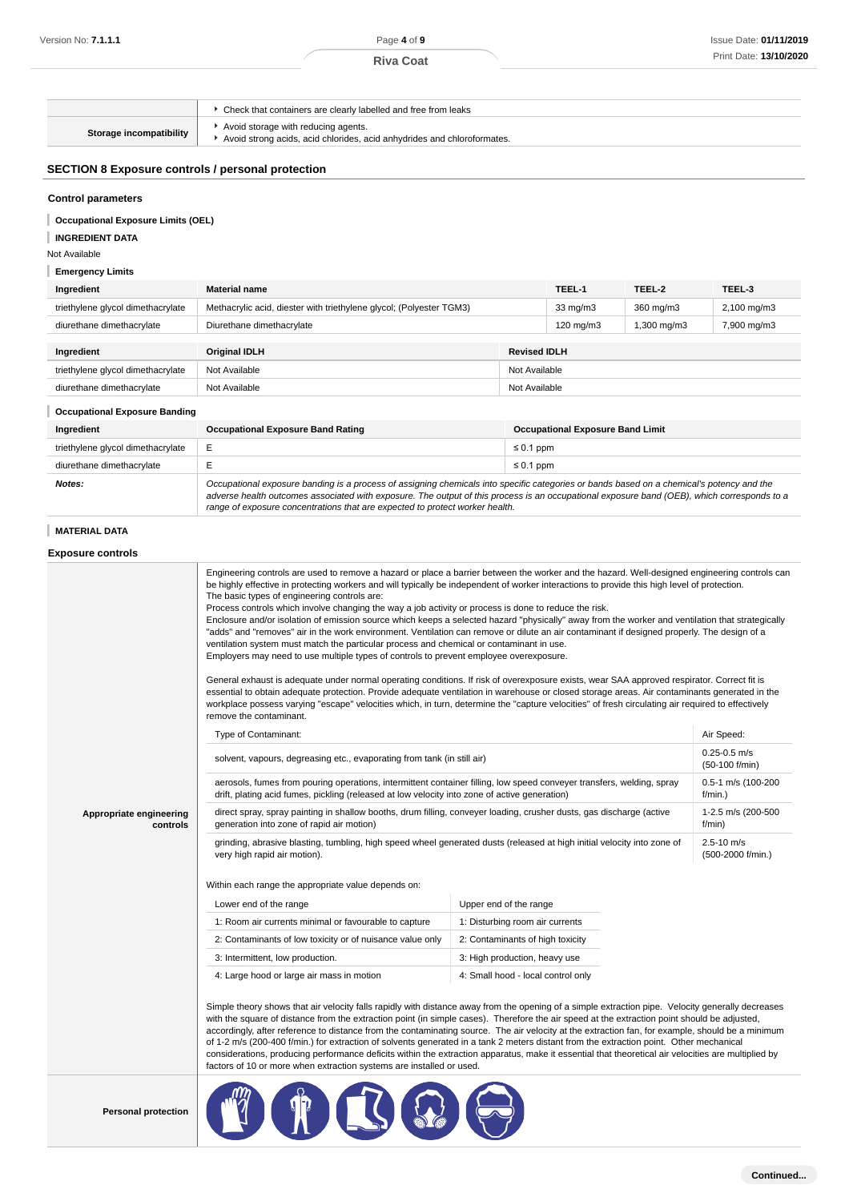| | |
|---|---|
| | Check that containers are clearly labelled and free from leaks |
| **Storage incompatibility** | Avoid storage with reducing agents.<br>Avoid strong acids, acid chlorides, acid anhydrides and chloroformates. |

## SECTION 8 Exposure controls / personal protection

### Control parameters

**Occupational Exposure Limits (OEL)**

**INGREDIENT DATA**

Not Available

**Emergency Limits**

| Ingredient | Material name | TEEL-1 | TEEL-2 | TEEL-3 |
|---|---|---|---|---|
| triethylene glycol dimethacrylate | Methacrylic acid, diester with triethylene glycol; (Polyester TGM3) | 33 mg/m3 | 360 mg/m3 | 2,100 mg/m3 |
| diurethane dimethacrylate | Diurethane dimethacrylate | 120 mg/m3 | 1,300 mg/m3 | 7,900 mg/m3 |

| Ingredient | Original IDLH | Revised IDLH |
|---|---|---|
| triethylene glycol dimethacrylate | Not Available | Not Available |
| diurethane dimethacrylate | Not Available | Not Available |

**Occupational Exposure Banding**

| Ingredient | Occupational Exposure Band Rating | Occupational Exposure Band Limit |
|---|---|---|
| triethylene glycol dimethacrylate | E | ≤ 0.1 ppm |
| diurethane dimethacrylate | E | ≤ 0.1 ppm |
| ***Notes:*** | *Occupational exposure banding is a process of assigning chemicals into specific categories or bands based on a chemical's potency and the adverse health outcomes associated with exposure. The output of this process is an occupational exposure band (OEB), which corresponds to a range of exposure concentrations that are expected to protect worker health.* | |

**MATERIAL DATA**

### Exposure controls

**Appropriate engineering controls**

Engineering controls are used to remove a hazard or place a barrier between the worker and the hazard. Well-designed engineering controls can be highly effective in protecting workers and will typically be independent of worker interactions to provide this high level of protection.
The basic types of engineering controls are:
Process controls which involve changing the way a job activity or process is done to reduce the risk.
Enclosure and/or isolation of emission source which keeps a selected hazard "physically" away from the worker and ventilation that strategically "adds" and "removes" air in the work environment. Ventilation can remove or dilute an air contaminant if designed properly. The design of a ventilation system must match the particular process and chemical or contaminant in use.
Employers may need to use multiple types of controls to prevent employee overexposure.

General exhaust is adequate under normal operating conditions. If risk of overexposure exists, wear SAA approved respirator. Correct fit is essential to obtain adequate protection. Provide adequate ventilation in warehouse or closed storage areas. Air contaminants generated in the workplace possess varying "escape" velocities which, in turn, determine the "capture velocities" of fresh circulating air required to effectively remove the contaminant.

| Type of Contaminant: | Air Speed: |
|---|---|
| solvent, vapours, degreasing etc., evaporating from tank (in still air) | 0.25-0.5 m/s (50-100 f/min) |
| aerosols, fumes from pouring operations, intermittent container filling, low speed conveyer transfers, welding, spray drift, plating acid fumes, pickling (released at low velocity into zone of active generation) | 0.5-1 m/s (100-200 f/min.) |
| direct spray, spray painting in shallow booths, drum filling, conveyer loading, crusher dusts, gas discharge (active generation into zone of rapid air motion) | 1-2.5 m/s (200-500 f/min) |
| grinding, abrasive blasting, tumbling, high speed wheel generated dusts (released at high initial velocity into zone of very high rapid air motion). | 2.5-10 m/s (500-2000 f/min.) |

Within each range the appropriate value depends on:

| Lower end of the range | Upper end of the range |
|---|---|
| 1: Room air currents minimal or favourable to capture | 1: Disturbing room air currents |
| 2: Contaminants of low toxicity or of nuisance value only | 2: Contaminants of high toxicity |
| 3: Intermittent, low production. | 3: High production, heavy use |
| 4: Large hood or large air mass in motion | 4: Small hood - local control only |

Simple theory shows that air velocity falls rapidly with distance away from the opening of a simple extraction pipe. Velocity generally decreases with the square of distance from the extraction point (in simple cases). Therefore the air speed at the extraction point should be adjusted, accordingly, after reference to distance from the contaminating source. The air velocity at the extraction fan, for example, should be a minimum of 1-2 m/s (200-400 f/min.) for extraction of solvents generated in a tank 2 meters distant from the extraction point. Other mechanical considerations, producing performance deficits within the extraction apparatus, make it essential that theoretical air velocities are multiplied by factors of 10 or more when extraction systems are installed or used.

**Personal protection**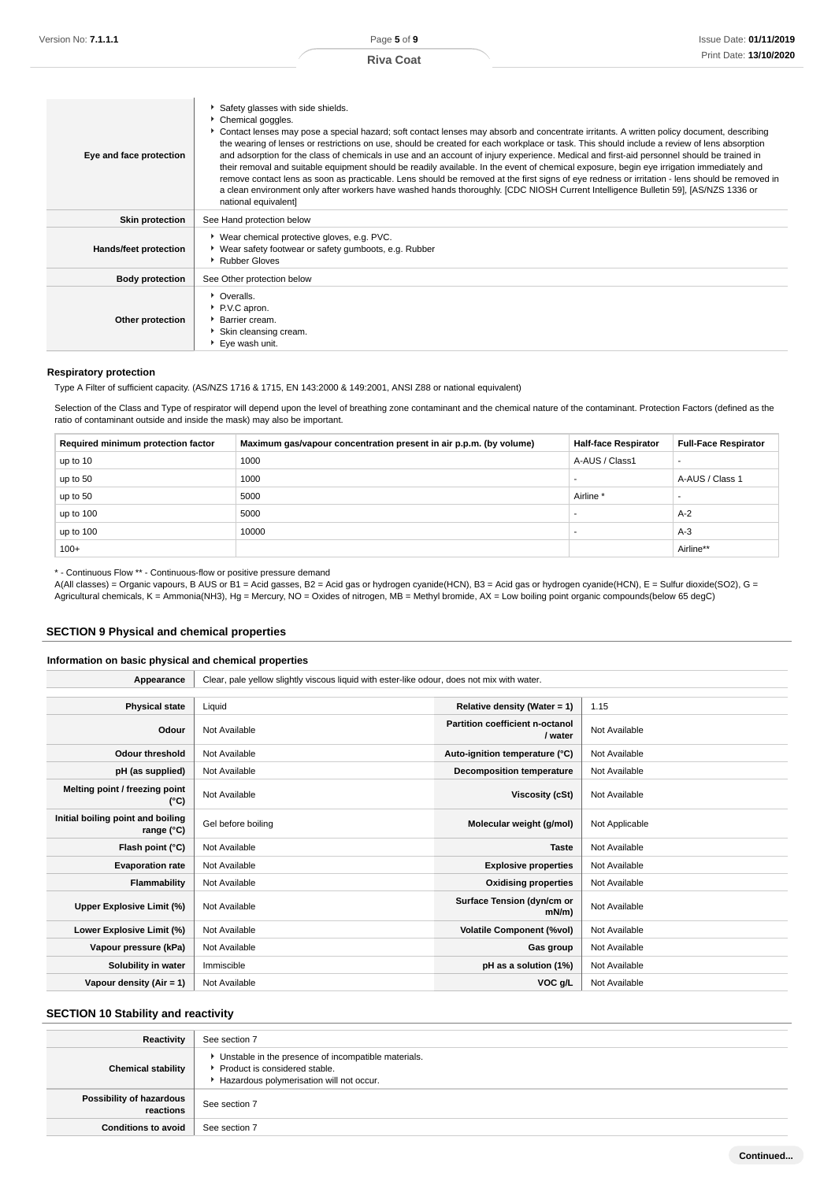| | |
|---|---|
| **Eye and face protection** | ▸ Safety glasses with side shields.<br>▸ Chemical goggles.<br>▸ Contact lenses may pose a special hazard; soft contact lenses may absorb and concentrate irritants. A written policy document, describing the wearing of lenses or restrictions on use, should be created for each workplace or task. This should include a review of lens absorption and adsorption for the class of chemicals in use and an account of injury experience. Medical and first-aid personnel should be trained in their removal and suitable equipment should be readily available. In the event of chemical exposure, begin eye irrigation immediately and remove contact lens as soon as practicable. Lens should be removed at the first signs of eye redness or irritation - lens should be removed in a clean environment only after workers have washed hands thoroughly. [CDC NIOSH Current Intelligence Bulletin 59], [AS/NZS 1336 or national equivalent] |
| **Skin protection** | See Hand protection below |
| **Hands/feet protection** | ▸ Wear chemical protective gloves, e.g. PVC.<br>▸ Wear safety footwear or safety gumboots, e.g. Rubber<br>▸ Rubber Gloves |
| **Body protection** | See Other protection below |
| **Other protection** | ▸ Overalls.<br>▸ P.V.C apron.<br>▸ Barrier cream.<br>▸ Skin cleansing cream.<br>▸ Eye wash unit. |

### Respiratory protection

Type A Filter of sufficient capacity. (AS/NZS 1716 & 1715, EN 143:2000 & 149:2001, ANSI Z88 or national equivalent)

Selection of the Class and Type of respirator will depend upon the level of breathing zone contaminant and the chemical nature of the contaminant. Protection Factors (defined as the ratio of contaminant outside and inside the mask) may also be important.

| Required minimum protection factor | Maximum gas/vapour concentration present in air p.p.m. (by volume) | Half-face Respirator | Full-Face Respirator |
|---|---|---|---|
| up to 10 | 1000 | A-AUS / Class1 | - |
| up to 50 | 1000 | - | A-AUS / Class 1 |
| up to 50 | 5000 | Airline * | - |
| up to 100 | 5000 | - | A-2 |
| up to 100 | 10000 | - | A-3 |
| 100+ | | | Airline** |

* - Continuous Flow ** - Continuous-flow or positive pressure demand
A(All classes) = Organic vapours, B AUS or B1 = Acid gasses, B2 = Acid gas or hydrogen cyanide(HCN), B3 = Acid gas or hydrogen cyanide(HCN), E = Sulfur dioxide($SO_2$), G = Agricultural chemicals, K = Ammonia($NH_3$), Hg = Mercury, NO = Oxides of nitrogen, MB = Methyl bromide, AX = Low boiling point organic compounds(below 65 degC)

## SECTION 9 Physical and chemical properties

### Information on basic physical and chemical properties

| | |
|---|---|
| **Appearance** | Clear, pale yellow slightly viscous liquid with ester-like odour, does not mix with water. |

| | | | |
|---|---|---|---|
| **Physical state** | Liquid | **Relative density (Water = 1)** | 1.15 |
| **Odour** | Not Available | **Partition coefficient n-octanol / water** | Not Available |
| **Odour threshold** | Not Available | **Auto-ignition temperature (°C)** | Not Available |
| **pH (as supplied)** | Not Available | **Decomposition temperature** | Not Available |
| **Melting point / freezing point (°C)** | Not Available | **Viscosity (cSt)** | Not Available |
| **Initial boiling point and boiling range (°C)** | Gel before boiling | **Molecular weight (g/mol)** | Not Applicable |
| **Flash point (°C)** | Not Available | **Taste** | Not Available |
| **Evaporation rate** | Not Available | **Explosive properties** | Not Available |
| **Flammability** | Not Available | **Oxidising properties** | Not Available |
| **Upper Explosive Limit (%)** | Not Available | **Surface Tension (dyn/cm or mN/m)** | Not Available |
| **Lower Explosive Limit (%)** | Not Available | **Volatile Component (%vol)** | Not Available |
| **Vapour pressure (kPa)** | Not Available | **Gas group** | Not Available |
| **Solubility in water** | Immiscible | **pH as a solution (1%)** | Not Available |
| **Vapour density (Air = 1)** | Not Available | **VOC g/L** | Not Available |

## SECTION 10 Stability and reactivity

| | |
|---|---|
| **Reactivity** | See section 7 |
| **Chemical stability** | ▸ Unstable in the presence of incompatible materials.<br>▸ Product is considered stable.<br>▸ Hazardous polymerisation will not occur. |
| **Possibility of hazardous reactions** | See section 7 |
| **Conditions to avoid** | See section 7 |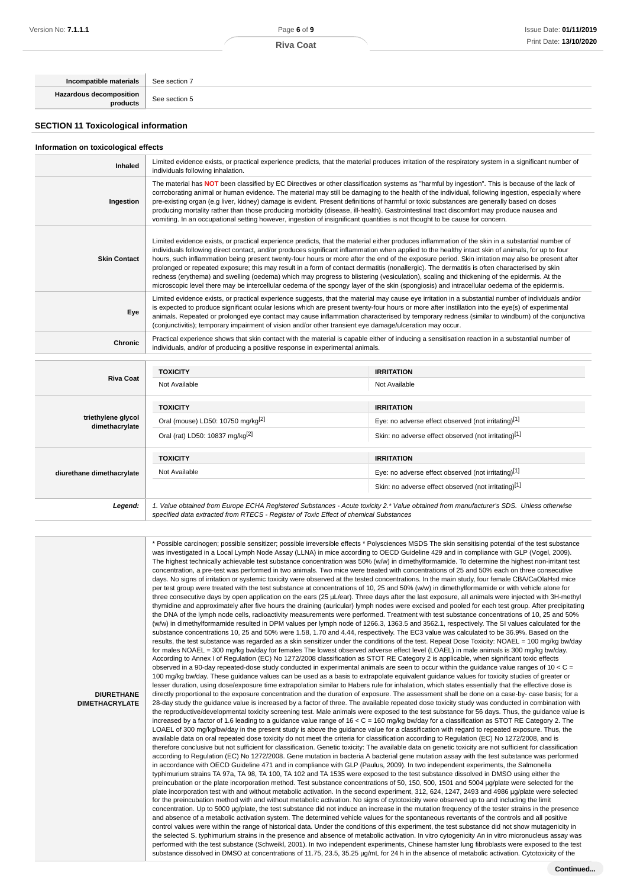| | |
|---|---|
| **Incompatible materials** | See section 7 |
| **Hazardous decomposition products** | See section 5 |

## SECTION 11 Toxicological information

### Information on toxicological effects

| | |
|---|---|
| **Inhaled** | Limited evidence exists, or practical experience predicts, that the material produces irritation of the respiratory system in a significant number of individuals following inhalation. |
| **Ingestion** | The material has **NOT** been classified by EC Directives or other classification systems as "harmful by ingestion". This is because of the lack of corroborating animal or human evidence. The material may still be damaging to the health of the individual, following ingestion, especially where pre-existing organ (e.g liver, kidney) damage is evident. Present definitions of harmful or toxic substances are generally based on doses producing mortality rather than those producing morbidity (disease, ill-health). Gastrointestinal tract discomfort may produce nausea and vomiting. In an occupational setting however, ingestion of insignificant quantities is not thought to be cause for concern. |
| **Skin Contact** | Limited evidence exists, or practical experience predicts, that the material either produces inflammation of the skin in a substantial number of individuals following direct contact, and/or produces significant inflammation when applied to the healthy intact skin of animals, for up to four hours, such inflammation being present twenty-four hours or more after the end of the exposure period. Skin irritation may also be present after prolonged or repeated exposure; this may result in a form of contact dermatitis (nonallergic). The dermatitis is often characterised by skin redness (erythema) and swelling (oedema) which may progress to blistering (vesiculation), scaling and thickening of the epidermis. At the microscopic level there may be intercellular oedema of the spongy layer of the skin (spongiosis) and intracellular oedema of the epidermis. |
| **Eye** | Limited evidence exists, or practical experience suggests, that the material may cause eye irritation in a substantial number of individuals and/or is expected to produce significant ocular lesions which are present twenty-four hours or more after instillation into the eye(s) of experimental animals. Repeated or prolonged eye contact may cause inflammation characterised by temporary redness (similar to windburn) of the conjunctiva (conjunctivitis); temporary impairment of vision and/or other transient eye damage/ulceration may occur. |
| **Chronic** | Practical experience shows that skin contact with the material is capable either of inducing a sensitisation reaction in a substantial number of individuals, and/or of producing a positive response in experimental animals. |

| | TOXICITY | IRRITATION |
|---|---|---|
| **Riva Coat** | Not Available | Not Available |
| **triethylene glycol dimethacrylate** | Oral (mouse) LD50: 10750 mg/kg[2] | Eye: no adverse effect observed (not irritating)[1] |
| | Oral (rat) LD50: 10837 mg/kg[2] | Skin: no adverse effect observed (not irritating)[1] |
| **diurethane dimethacrylate** | Not Available | Eye: no adverse effect observed (not irritating)[1] |
| | | Skin: no adverse effect observed (not irritating)[1] |
| ***Legend:*** | *1. Value obtained from Europe ECHA Registered Substances - Acute toxicity 2.\* Value obtained from manufacturer's SDS. Unless otherwise specified data extracted from RTECS - Register of Toxic Effect of chemical Substances* | |

| | |
|---|---|
| **DIURETHANE DIMETHACRYLATE** | * Possible carcinogen; possible sensitizer; possible irreversible effects * Polysciences MSDS The skin sensitising potential of the test substance was investigated in a Local Lymph Node Assay (LLNA) in mice according to OECD Guideline 429 and in compliance with GLP (Vogel, 2009). The highest technically achievable test substance concentration was 50% (w/w) in dimethylformamide. To determine the highest non-irritant test concentration, a pre-test was performed in two animals. Two mice were treated with concentrations of 25 and 50% each on three consecutive days. No signs of irritation or systemic toxicity were observed at the tested concentrations. In the main study, four female CBA/CaOlaHsd mice per test group were treated with the test substance at concentrations of 10, 25 and 50% (w/w) in dimethylformamide or with vehicle alone for three consecutive days by open application on the ears (25 µL/ear). Three days after the last exposure, all animals were injected with 3H-methyl thymidine and approximately after five hours the draining (auricular) lymph nodes were excised and pooled for each test group. After precipitating the DNA of the lymph node cells, radioactivity measurements were performed. Treatment with test substance concentrations of 10, 25 and 50% (w/w) in dimethylformamide resulted in DPM values per lymph node of 1266.3, 1363.5 and 3562.1, respectively. The SI values calculated for the substance concentrations 10, 25 and 50% were 1.58, 1.70 and 4.44, respectively. The EC3 value was calculated to be 36.9%. Based on the results, the test substance was regarded as a skin sensitizer under the conditions of the test. Repeat Dose Toxicity: NOAEL = 100 mg/kg bw/day for males NOAEL = 300 mg/kg bw/day for females The lowest observed adverse effect level (LOAEL) in male animals is 300 mg/kg bw/day. According to Annex I of Regulation (EC) No 1272/2008 classification as STOT RE Category 2 is applicable, when significant toxic effects observed in a 90-day repeated-dose study conducted in experimental animals are seen to occur within the guidance value ranges of $10 < C = 100$ mg/kg bw/day. These guidance values can be used as a basis to extrapolate equivalent guidance values for toxicity studies of greater or lesser duration, using dose/exposure time extrapolation similar to Habers rule for inhalation, which states essentially that the effective dose is directly proportional to the exposure concentration and the duration of exposure. The assessment shall be done on a case-by- case basis; for a 28-day study the guidance value is increased by a factor of three. The available repeated dose toxicity study was conducted in combination with the reproductive/developmental toxicity screening test. Male animals were exposed to the test substance for 56 days. Thus, the guidance value is increased by a factor of 1.6 leading to a guidance value range of $16 < C = 160$ mg/kg bw/day for a classification as STOT RE Category 2. The LOAEL of 300 mg/kg/bw/day in the present study is above the guidance value for a classification with regard to repeated exposure. Thus, the available data on oral repeated dose toxicity do not meet the criteria for classification according to Regulation (EC) No 1272/2008, and is therefore conclusive but not sufficient for classification. Genetic toxicity: The available data on genetic toxicity are not sufficient for classification according to Regulation (EC) No 1272/2008. Gene mutation in bacteria A bacterial gene mutation assay with the test substance was performed in accordance with OECD Guideline 471 and in compliance with GLP (Paulus, 2009). In two independent experiments, the Salmonella typhimurium strains TA 97a, TA 98, TA 100, TA 102 and TA 1535 were exposed to the test substance dissolved in DMSO using either the preincubation or the plate incorporation method. Test substance concentrations of 50, 150, 500, 1501 and 5004 µg/plate were selected for the plate incorporation test with and without metabolic activation. In the second experiment, 312, 624, 1247, 2493 and 4986 µg/plate were selected for the preincubation method with and without metabolic activation. No signs of cytotoxicity were observed up to and including the limit concentration. Up to 5000 µg/plate, the test substance did not induce an increase in the mutation frequency of the tester strains in the presence and absence of a metabolic activation system. The determined vehicle values for the spontaneous revertants of the controls and all positive control values were within the range of historical data. Under the conditions of this experiment, the test substance did not show mutagenicity in the selected S. typhimurium strains in the presence and absence of metabolic activation. In vitro cytogenicity An in vitro micronucleus assay was performed with the test substance (Schweikl, 2001). In two independent experiments, Chinese hamster lung fibroblasts were exposed to the test substance dissolved in DMSO at concentrations of 11.75, 23.5, 35.25 µg/mL for 24 h in the absence of metabolic activation. Cytotoxicity of the |

**Continued...**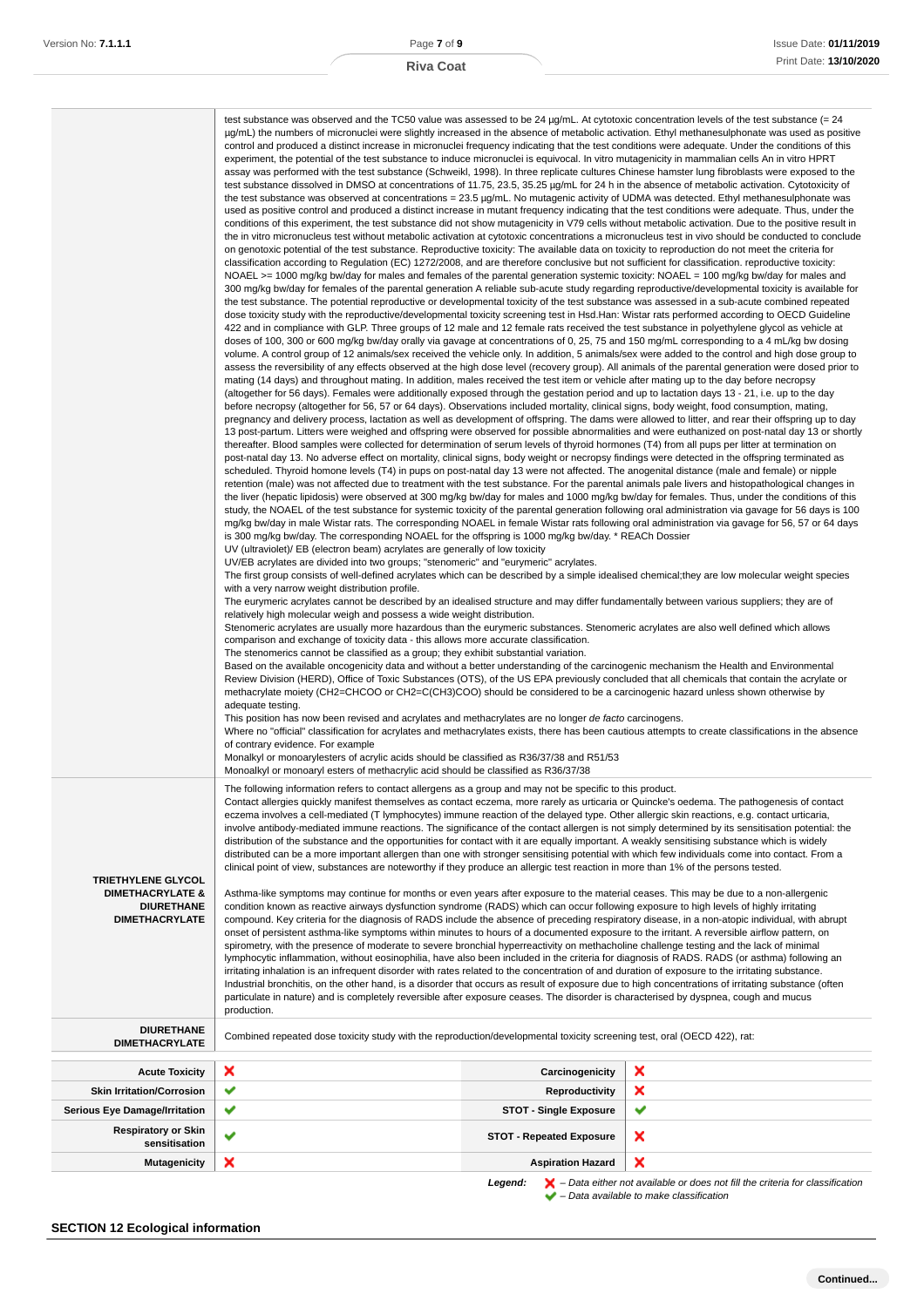| | |
|---|---|
| | test substance was observed and the TC50 value was assessed to be 24 µg/mL. At cytotoxic concentration levels of the test substance (= 24 µg/mL) the numbers of micronuclei were slightly increased in the absence of metabolic activation. Ethyl methanesulphonate was used as positive control and produced a distinct increase in micronuclei frequency indicating that the test conditions were adequate. Under the conditions of this experiment, the potential of the test substance to induce micronuclei is equivocal. In vitro mutagenicity in mammalian cells An in vitro HPRT assay was performed with the test substance (Schweikl, 1998). In three replicate cultures Chinese hamster lung fibroblasts were exposed to the test substance dissolved in DMSO at concentrations of 11.75, 23.5, 35.25 µg/mL for 24 h in the absence of metabolic activation. Cytotoxicity of the test substance was observed at concentrations = 23.5 µg/mL. No mutagenic activity of UDMA was detected. Ethyl methanesulphonate was used as positive control and produced a distinct increase in mutant frequency indicating that the test conditions were adequate. Thus, under the conditions of this experiment, the test substance did not show mutagenicity in V79 cells without metabolic activation. Due to the positive result in the in vitro micronucleus test without metabolic activation at cytotoxic concentrations a micronucleus test in vivo should be conducted to conclude on genotoxic potential of the test substance. Reproductive toxicity: The available data on toxicity to reproduction do not meet the criteria for classification according to Regulation (EC) 1272/2008, and are therefore conclusive but not sufficient for classification. reproductive toxicity: NOAEL >= 1000 mg/kg bw/day for males and females of the parental generation systemic toxicity: NOAEL = 100 mg/kg bw/day for males and 300 mg/kg bw/day for females of the parental generation A reliable sub-acute study regarding reproductive/developmental toxicity is available for the test substance. The potential reproductive or developmental toxicity of the test substance was assessed in a sub-acute combined repeated dose toxicity study with the reproductive/developmental toxicity screening test in Hsd.Han: Wistar rats performed according to OECD Guideline 422 and in compliance with GLP. Three groups of 12 male and 12 female rats received the test substance in polyethylene glycol as vehicle at doses of 100, 300 or 600 mg/kg bw/day orally via gavage at concentrations of 0, 25, 75 and 150 mg/mL corresponding to a 4 mL/kg bw dosing volume. A control group of 12 animals/sex received the vehicle only. In addition, 5 animals/sex were added to the control and high dose group to assess the reversibility of any effects observed at the high dose level (recovery group). All animals of the parental generation were dosed prior to mating (14 days) and throughout mating. In addition, males received the test item or vehicle after mating up to the day before necropsy (altogether for 56 days). Females were additionally exposed through the gestation period and up to lactation days 13 - 21, i.e. up to the day before necropsy (altogether for 56, 57 or 64 days). Observations included mortality, clinical signs, body weight, food consumption, mating, pregnancy and delivery process, lactation as well as development of offspring. The dams were allowed to litter, and rear their offspring up to day 13 post-partum. Litters were weighed and offspring were observed for possible abnormalities and were euthanized on post-natal day 13 or shortly thereafter. Blood samples were collected for determination of serum levels of thyroid hormones (T4) from all pups per litter at termination on post-natal day 13. No adverse effect on mortality, clinical signs, body weight or necropsy findings were detected in the offspring rats as scheduled. Thyroid homone levels (T4) in pups on post-natal day 13 were not affected. The anogenital distance (male and female) or nipple retention (male) was not affected due to treatment with the test substance. For the parental animals pale livers and histopathological changes in the liver (hepatic lipidosis) were observed at 300 mg/kg bw/day for males and 1000 mg/kg bw/day for females. Thus, under the conditions of this study, the NOAEL of the test substance for systemic toxicity of the parental generation following oral administration via gavage for 56 days is 100 mg/kg bw/day in male Wistar rats. The corresponding NOAEL in female Wistar rats following oral administration via gavage for 56, 57 or 64 days is 300 mg/kg bw/day. The corresponding NOAEL for the offspring is 1000 mg/kg bw/day. * REACh Dossier<br>UV (ultraviolet)/ EB (electron beam) acrylates are generally of low toxicity<br>UV/EB acrylates are divided into two groups; "stenomeric" and "eurymeric" acrylates.<br>The first group consists of well-defined acrylates which can be described by a simple idealised chemical;they are low molecular weight species with a very narrow weight distribution profile.<br>The eurymeric acrylates cannot be described by an idealised structure and may differ fundamentally between various suppliers; they are of relatively high molecular weigh and possess a wide weight distribution.<br>Stenomeric acrylates are usually more hazardous than the eurymeric substances. Stenomeric acrylates are also well defined which allows comparison and exchange of toxicity data - this allows more accurate classification.<br>The stenomerics cannot be classified as a group; they exhibit substantial variation.<br>Based on the available oncogenicity data and without a better understanding of the carcinogenic mechanism the Health and Environmental Review Division (HERD), Office of Toxic Substances (OTS), of the US EPA previously concluded that all chemicals that contain the acrylate or methacrylate moiety (CH2=CHCOO or CH2=C(CH3)COO) should be considered to be a carcinogenic hazard unless shown otherwise by adequate testing.<br>This position has now been revised and acrylates and methacrylates are no longer *de facto* carcinogens.<br>Where no "official" classification for acrylates and methacrylates exists, there has been cautious attempts to create classifications in the absence of contrary evidence. For example<br>Monalkyl or monoarylesters of acrylic acids should be classified as R36/37/38 and R51/53<br>Monoalkyl or monoaryl esters of methacrylic acid should be classified as R36/37/38 |
| **TRIETHYLENE GLYCOL DIMETHACRYLATE & DIURETHANE DIMETHACRYLATE** | The following information refers to contact allergens as a group and may not be specific to this product.<br>Contact allergies quickly manifest themselves as contact eczema, more rarely as urticaria or Quincke's oedema. The pathogenesis of contact eczema involves a cell-mediated (T lymphocytes) immune reaction of the delayed type. Other allergic skin reactions, e.g. contact urticaria, involve antibody-mediated immune reactions. The significance of the contact allergen is not simply determined by its sensitisation potential: the distribution of the substance and the opportunities for contact with it are equally important. A weakly sensitising substance which is widely distributed can be a more important allergen than one with stronger sensitising potential with which few individuals come into contact. From a clinical point of view, substances are noteworthy if they produce an allergic test reaction in more than 1% of the persons tested.<br><br>Asthma-like symptoms may continue for months or even years after exposure to the material ceases. This may be due to a non-allergenic condition known as reactive airways dysfunction syndrome (RADS) which can occur following exposure to high levels of highly irritating compound. Key criteria for the diagnosis of RADS include the absence of preceding respiratory disease, in a non-atopic individual, with abrupt onset of persistent asthma-like symptoms within minutes to hours of a documented exposure to the irritant. A reversible airflow pattern, on spirometry, with the presence of moderate to severe bronchial hyperreactivity on methacholine challenge testing and the lack of minimal lymphocytic inflammation, without eosinophilia, have also been included in the criteria for diagnosis of RADS. RADS (or asthma) following an irritating inhalation is an infrequent disorder with rates related to the concentration of and duration of exposure to the irritating substance. Industrial bronchitis, on the other hand, is a disorder that occurs as result of exposure due to high concentrations of irritating substance (often particulate in nature) and is completely reversible after exposure ceases. The disorder is characterised by dyspnea, cough and mucus production. |
| **DIURETHANE DIMETHACRYLATE** | Combined repeated dose toxicity study with the reproduction/developmental toxicity screening test, oral (OECD 422), rat: |

| | | | |
|---|---|---|---|
| **Acute Toxicity** | ✘ | **Carcinogenicity** | ✘ |
| **Skin Irritation/Corrosion** | ✔ | **Reproductivity** | ✘ |
| **Serious Eye Damage/Irritation** | ✔ | **STOT - Single Exposure** | ✔ |
| **Respiratory or Skin sensitisation** | ✔ | **STOT - Repeated Exposure** | ✘ |
| **Mutagenicity** | ✘ | **Aspiration Hazard** | ✘ |

*Legend:* ✘ – *Data either not available or does not fill the criteria for classification*
✔ – *Data available to make classification*

## SECTION 12 Ecological information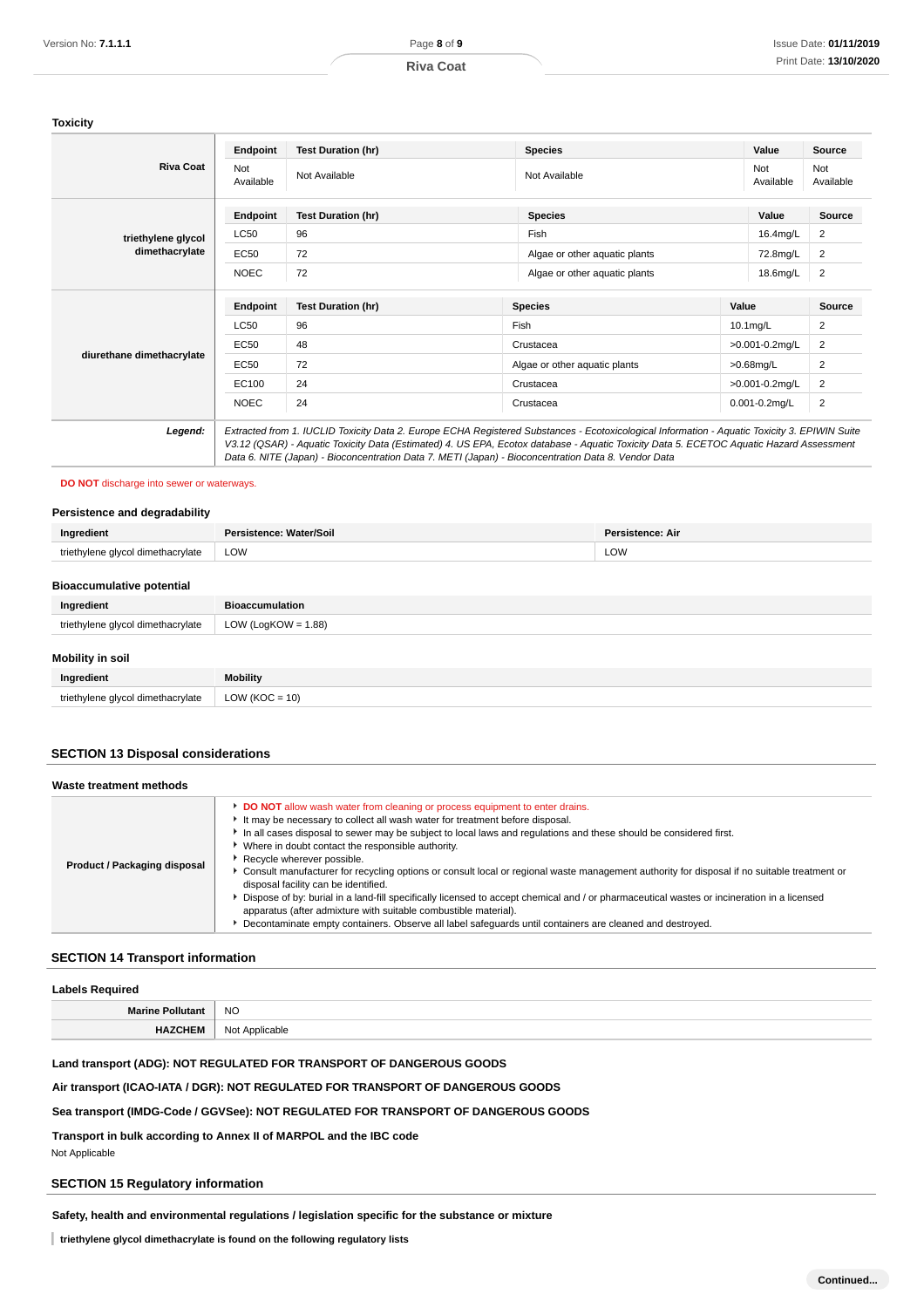### Toxicity

| | Endpoint | Test Duration (hr) | Species | Value | Source |
|---|---|---|---|---|---|
| **Riva Coat** | Not Available | Not Available | Not Available | Not Available | Not Available |
| **triethylene glycol dimethacrylate** | LC50 | 96 | Fish | 16.4mg/L | 2 |
| | EC50 | 72 | Algae or other aquatic plants | 72.8mg/L | 2 |
| | NOEC | 72 | Algae or other aquatic plants | 18.6mg/L | 2 |
| **diurethane dimethacrylate** | LC50 | 96 | Fish | 10.1mg/L | 2 |
| | EC50 | 48 | Crustacea | >0.001-0.2mg/L | 2 |
| | EC50 | 72 | Algae or other aquatic plants | >0.68mg/L | 2 |
| | EC100 | 24 | Crustacea | >0.001-0.2mg/L | 2 |
| | NOEC | 24 | Crustacea | 0.001-0.2mg/L | 2 |

***Legend:*** *Extracted from 1. IUCLID Toxicity Data 2. Europe ECHA Registered Substances - Ecotoxicological Information - Aquatic Toxicity 3. EPIWIN Suite V3.12 (QSAR) - Aquatic Toxicity Data (Estimated) 4. US EPA, Ecotox database - Aquatic Toxicity Data 5. ECETOC Aquatic Hazard Assessment Data 6. NITE (Japan) - Bioconcentration Data 7. METI (Japan) - Bioconcentration Data 8. Vendor Data*

**DO NOT** discharge into sewer or waterways.

### Persistence and degradability

| Ingredient | Persistence: Water/Soil | Persistence: Air |
|---|---|---|
| triethylene glycol dimethacrylate | LOW | LOW |

### Bioaccumulative potential

| Ingredient | Bioaccumulation |
|---|---|
| triethylene glycol dimethacrylate | LOW (LogKOW = 1.88) |

### Mobility in soil

| Ingredient | Mobility |
|---|---|
| triethylene glycol dimethacrylate | LOW (KOC = 10) |

## SECTION 13 Disposal considerations

### Waste treatment methods

**Product / Packaging disposal**

- **DO NOT** allow wash water from cleaning or process equipment to enter drains.
- It may be necessary to collect all wash water for treatment before disposal.
- In all cases disposal to sewer may be subject to local laws and regulations and these should be considered first.
- Where in doubt contact the responsible authority.
- Recycle wherever possible.
- Consult manufacturer for recycling options or consult local or regional waste management authority for disposal if no suitable treatment or disposal facility can be identified.
- Dispose of by: burial in a land-fill specifically licensed to accept chemical and / or pharmaceutical wastes or incineration in a licensed apparatus (after admixture with suitable combustible material).
- Decontaminate empty containers. Observe all label safeguards until containers are cleaned and destroyed.

## SECTION 14 Transport information

### Labels Required

| | |
|---|---|
| **Marine Pollutant** | NO |
| **HAZCHEM** | Not Applicable |

**Land transport (ADG): NOT REGULATED FOR TRANSPORT OF DANGEROUS GOODS**

**Air transport (ICAO-IATA / DGR): NOT REGULATED FOR TRANSPORT OF DANGEROUS GOODS**

**Sea transport (IMDG-Code / GGVSee): NOT REGULATED FOR TRANSPORT OF DANGEROUS GOODS**

**Transport in bulk according to Annex II of MARPOL and the IBC code**

Not Applicable

## SECTION 15 Regulatory information

**Safety, health and environmental regulations / legislation specific for the substance or mixture**

**triethylene glycol dimethacrylate is found on the following regulatory lists**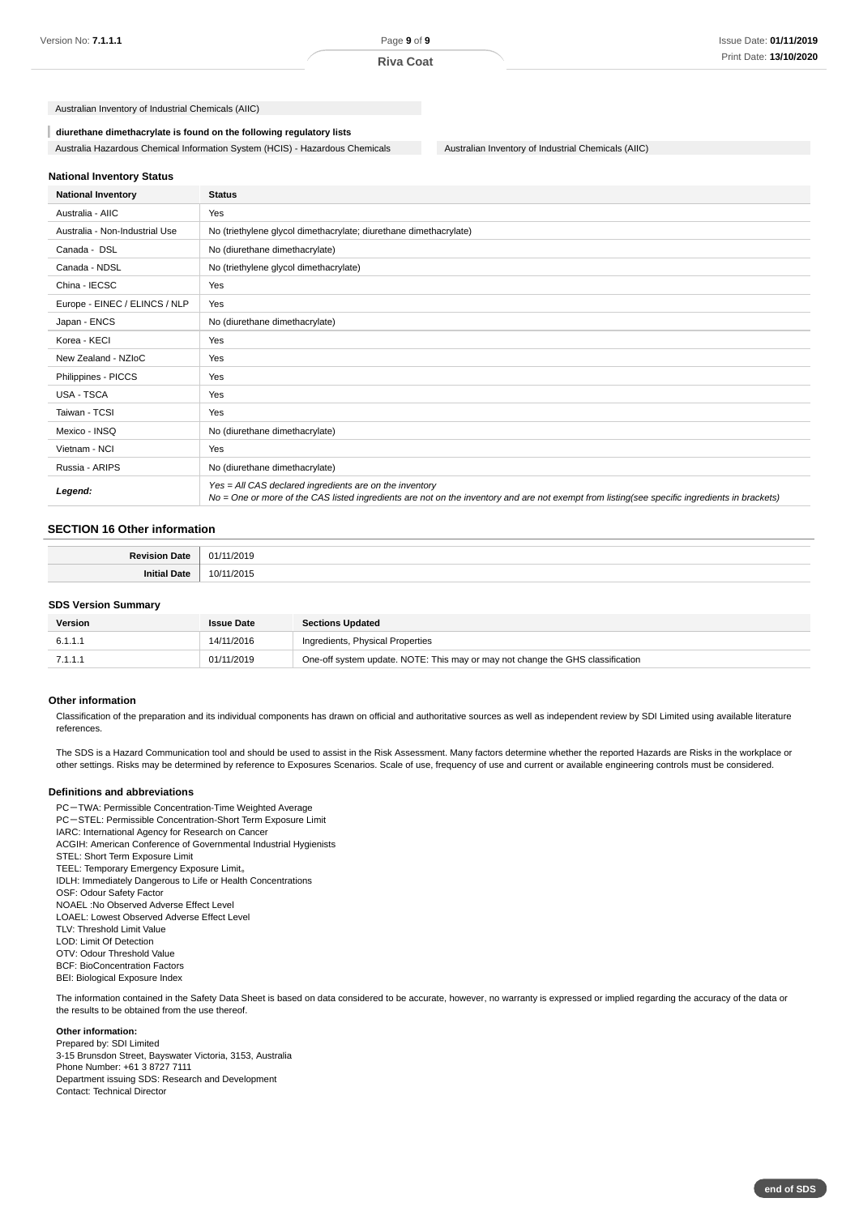Australian Inventory of Industrial Chemicals (AIIC)

**diurethane dimethacrylate is found on the following regulatory lists**

| | |
|---|---|
| Australia Hazardous Chemical Information System (HCIS) - Hazardous Chemicals | Australian Inventory of Industrial Chemicals (AIIC) |

**National Inventory Status**

| National Inventory | Status |
|---|---|
| Australia - AIIC | Yes |
| Australia - Non-Industrial Use | No (triethylene glycol dimethacrylate; diurethane dimethacrylate) |
| Canada - DSL | No (diurethane dimethacrylate) |
| Canada - NDSL | No (triethylene glycol dimethacrylate) |
| China - IECSC | Yes |
| Europe - EINEC / ELINCS / NLP | Yes |
| Japan - ENCS | No (diurethane dimethacrylate) |
| Korea - KECI | Yes |
| New Zealand - NZIoC | Yes |
| Philippines - PICCS | Yes |
| USA - TSCA | Yes |
| Taiwan - TCSI | Yes |
| Mexico - INSQ | No (diurethane dimethacrylate) |
| Vietnam - NCI | Yes |
| Russia - ARIPS | No (diurethane dimethacrylate) |
| ***Legend:*** | *Yes = All CAS declared ingredients are on the inventory*<br>*No = One or more of the CAS listed ingredients are not on the inventory and are not exempt from listing(see specific ingredients in brackets)* |

## SECTION 16 Other information

| | |
|---|---|
| **Revision Date** | 01/11/2019 |
| **Initial Date** | 10/11/2015 |

**SDS Version Summary**

| Version | Issue Date | Sections Updated |
|---|---|---|
| 6.1.1.1 | 14/11/2016 | Ingredients, Physical Properties |
| 7.1.1.1 | 01/11/2019 | One-off system update. NOTE: This may or may not change the GHS classification |

**Other information**

Classification of the preparation and its individual components has drawn on official and authoritative sources as well as independent review by SDI Limited using available literature references.

The SDS is a Hazard Communication tool and should be used to assist in the Risk Assessment. Many factors determine whether the reported Hazards are Risks in the workplace or other settings. Risks may be determined by reference to Exposures Scenarios. Scale of use, frequency of use and current or available engineering controls must be considered.

**Definitions and abbreviations**

PC－TWA: Permissible Concentration-Time Weighted Average
PC－STEL: Permissible Concentration-Short Term Exposure Limit
IARC: International Agency for Research on Cancer
ACGIH: American Conference of Governmental Industrial Hygienists
STEL: Short Term Exposure Limit
TEEL: Temporary Emergency Exposure Limit。
IDLH: Immediately Dangerous to Life or Health Concentrations
OSF: Odour Safety Factor
NOAEL :No Observed Adverse Effect Level
LOAEL: Lowest Observed Adverse Effect Level
TLV: Threshold Limit Value
LOD: Limit Of Detection
OTV: Odour Threshold Value
BCF: BioConcentration Factors
BEI: Biological Exposure Index

The information contained in the Safety Data Sheet is based on data considered to be accurate, however, no warranty is expressed or implied regarding the accuracy of the data or the results to be obtained from the use thereof.

**Other information:**
Prepared by: SDI Limited
3-15 Brunsdon Street, Bayswater Victoria, 3153, Australia
Phone Number: +61 3 8727 7111
Department issuing SDS: Research and Development
Contact: Technical Director

**end of SDS**